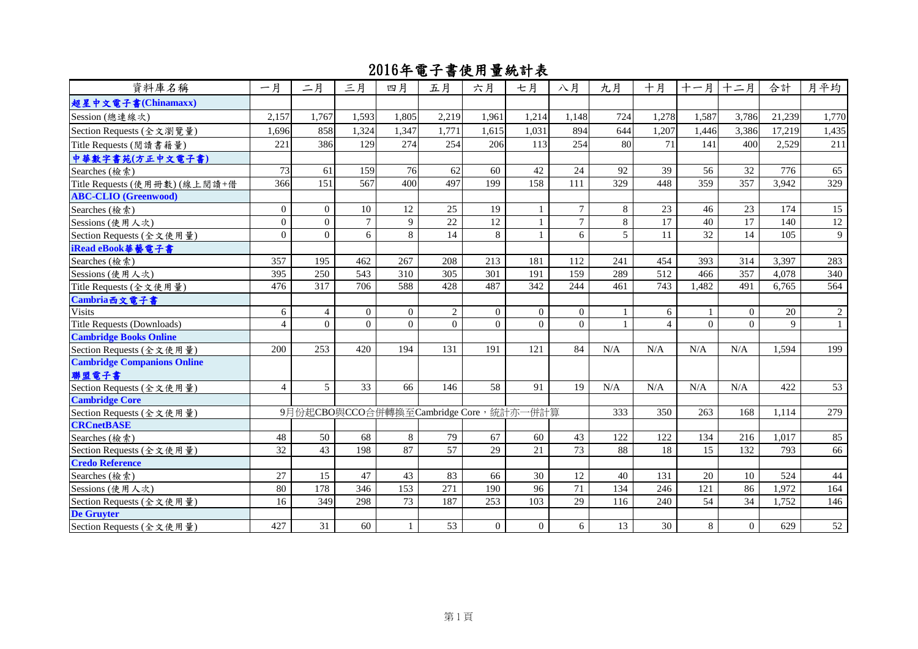# 2016年電子書使用量統計表

| 資料庫名稱 | 一月 | 二月 | 三月 | 四月 | 五月 | 六月 | 七月 | 八月 | 九月 | 十月 | 十一月 | 十二月 | 合計 | 月平均 |
|---|---|---|---|---|---|---|---|---|---|---|---|---|---|---|
| **超星中文電子書(Chinamaxx)** | | | | | | | | | | | | | | |
| Session (總連線次) | 2,157 | 1,767 | 1,593 | 1,805 | 2,219 | 1,961 | 1,214 | 1,148 | 724 | 1,278 | 1,587 | 3,786 | 21,239 | 1,770 |
| Section Requests (全文瀏覽量) | 1,696 | 858 | 1,324 | 1,347 | 1,771 | 1,615 | 1,031 | 894 | 644 | 1,207 | 1,446 | 3,386 | 17,219 | 1,435 |
| Title Requests (閱讀書籍量) | 221 | 386 | 129 | 274 | 254 | 206 | 113 | 254 | 80 | 71 | 141 | 400 | 2,529 | 211 |
| **中華數字書苑(方正中文電子書)** | | | | | | | | | | | | | | |
| Searches (檢索) | 73 | 61 | 159 | 76 | 62 | 60 | 42 | 24 | 92 | 39 | 56 | 32 | 776 | 65 |
| Title Requests (使用冊數) (線上閱讀+借 | 366 | 151 | 567 | 400 | 497 | 199 | 158 | 111 | 329 | 448 | 359 | 357 | 3,942 | 329 |
| **ABC-CLIO (Greenwood)** | | | | | | | | | | | | | | |
| Searches (檢索) | 0 | 0 | 10 | 12 | 25 | 19 | 1 | 7 | 8 | 23 | 46 | 23 | 174 | 15 |
| Sessions (使用人次) | 0 | 0 | 7 | 9 | 22 | 12 | 1 | 7 | 8 | 17 | 40 | 17 | 140 | 12 |
| Section Requests (全文使用量) | 0 | 0 | 6 | 8 | 14 | 8 | 1 | 6 | 5 | 11 | 32 | 14 | 105 | 9 |
| **iRead eBook華藝電子書** | | | | | | | | | | | | | | |
| Searches (檢索) | 357 | 195 | 462 | 267 | 208 | 213 | 181 | 112 | 241 | 454 | 393 | 314 | 3,397 | 283 |
| Sessions (使用人次) | 395 | 250 | 543 | 310 | 305 | 301 | 191 | 159 | 289 | 512 | 466 | 357 | 4,078 | 340 |
| Title Requests (全文使用量) | 476 | 317 | 706 | 588 | 428 | 487 | 342 | 244 | 461 | 743 | 1,482 | 491 | 6,765 | 564 |
| **Cambria西文電子書** | | | | | | | | | | | | | | |
| Visits | 6 | 4 | 0 | 0 | 2 | 0 | 0 | 0 | 1 | 6 | 1 | 0 | 20 | 2 |
| Title Requests (Downloads) | 4 | 0 | 0 | 0 | 0 | 0 | 0 | 0 | 1 | 4 | 0 | 0 | 9 | 1 |
| **Cambridge Books Online** | | | | | | | | | | | | | | |
| Section Requests (全文使用量) | 200 | 253 | 420 | 194 | 131 | 191 | 121 | 84 | N/A | N/A | N/A | N/A | 1,594 | 199 |
| **Cambridge Companions Online 聯盟電子書** | | | | | | | | | | | | | | |
| Section Requests (全文使用量) | 4 | 5 | 33 | 66 | 146 | 58 | 91 | 19 | N/A | N/A | N/A | N/A | 422 | 53 |
| **Cambridge Core** | | | | | | | | | | | | | | |
| Section Requests (全文使用量) | 9月份起CBO與CCO合併轉換至Cambridge Core，統計亦一併計算 | | | | | | | | 333 | 350 | 263 | 168 | 1,114 | 279 |
| **CRCnetBASE** | | | | | | | | | | | | | | |
| Searches (檢索) | 48 | 50 | 68 | 8 | 79 | 67 | 60 | 43 | 122 | 122 | 134 | 216 | 1,017 | 85 |
| Section Requests (全文使用量) | 32 | 43 | 198 | 87 | 57 | 29 | 21 | 73 | 88 | 18 | 15 | 132 | 793 | 66 |
| **Credo Reference** | | | | | | | | | | | | | | |
| Searches (檢索) | 27 | 15 | 47 | 43 | 83 | 66 | 30 | 12 | 40 | 131 | 20 | 10 | 524 | 44 |
| Sessions (使用人次) | 80 | 178 | 346 | 153 | 271 | 190 | 96 | 71 | 134 | 246 | 121 | 86 | 1,972 | 164 |
| Section Requests (全文使用量) | 16 | 349 | 298 | 73 | 187 | 253 | 103 | 29 | 116 | 240 | 54 | 34 | 1,752 | 146 |
| **De Gruyter** | | | | | | | | | | | | | | |
| Section Requests (全文使用量) | 427 | 31 | 60 | 1 | 53 | 0 | 0 | 6 | 13 | 30 | 8 | 0 | 629 | 52 |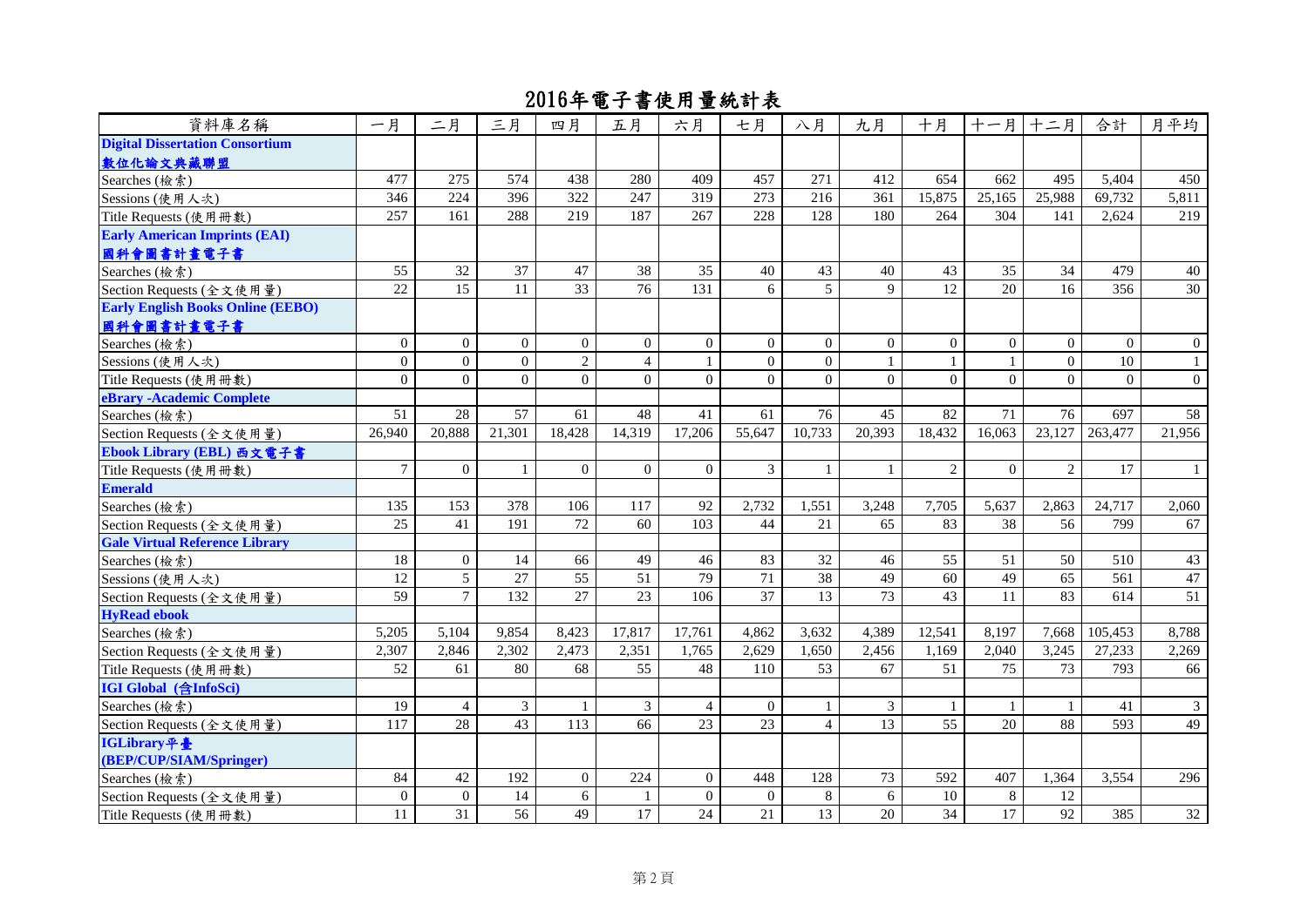# 2016年電子書使用量統計表

| 資料庫名稱 | 一月 | 二月 | 三月 | 四月 | 五月 | 六月 | 七月 | 八月 | 九月 | 十月 | 十一月 | 十二月 | 合計 | 月平均 |
|---|---|---|---|---|---|---|---|---|---|---|---|---|---|---|
| **Digital Dissertation Consortium 數位化論文典藏聯盟** | | | | | | | | | | | | | | |
| Searches (檢索) | 477 | 275 | 574 | 438 | 280 | 409 | 457 | 271 | 412 | 654 | 662 | 495 | 5,404 | 450 |
| Sessions (使用人次) | 346 | 224 | 396 | 322 | 247 | 319 | 273 | 216 | 361 | 15,875 | 25,165 | 25,988 | 69,732 | 5,811 |
| Title Requests (使用冊數) | 257 | 161 | 288 | 219 | 187 | 267 | 228 | 128 | 180 | 264 | 304 | 141 | 2,624 | 219 |
| **Early American Imprints (EAI) 國科會圖書計畫電子書** | | | | | | | | | | | | | | |
| Searches (檢索) | 55 | 32 | 37 | 47 | 38 | 35 | 40 | 43 | 40 | 43 | 35 | 34 | 479 | 40 |
| Section Requests (全文使用量) | 22 | 15 | 11 | 33 | 76 | 131 | 6 | 5 | 9 | 12 | 20 | 16 | 356 | 30 |
| **Early English Books Online (EEBO) 國科會圖書計畫電子書** | | | | | | | | | | | | | | |
| Searches (檢索) | 0 | 0 | 0 | 0 | 0 | 0 | 0 | 0 | 0 | 0 | 0 | 0 | 0 | 0 |
| Sessions (使用人次) | 0 | 0 | 0 | 2 | 4 | 1 | 0 | 0 | 1 | 1 | 1 | 0 | 10 | 1 |
| Title Requests (使用冊數) | 0 | 0 | 0 | 0 | 0 | 0 | 0 | 0 | 0 | 0 | 0 | 0 | 0 | 0 |
| **eBrary -Academic Complete** | | | | | | | | | | | | | | |
| Searches (檢索) | 51 | 28 | 57 | 61 | 48 | 41 | 61 | 76 | 45 | 82 | 71 | 76 | 697 | 58 |
| Section Requests (全文使用量) | 26,940 | 20,888 | 21,301 | 18,428 | 14,319 | 17,206 | 55,647 | 10,733 | 20,393 | 18,432 | 16,063 | 23,127 | 263,477 | 21,956 |
| **Ebook Library (EBL) 西文電子書** | | | | | | | | | | | | | | |
| Title Requests (使用冊數) | 7 | 0 | 1 | 0 | 0 | 0 | 3 | 1 | 1 | 2 | 0 | 2 | 17 | 1 |
| **Emerald** | | | | | | | | | | | | | | |
| Searches (檢索) | 135 | 153 | 378 | 106 | 117 | 92 | 2,732 | 1,551 | 3,248 | 7,705 | 5,637 | 2,863 | 24,717 | 2,060 |
| Section Requests (全文使用量) | 25 | 41 | 191 | 72 | 60 | 103 | 44 | 21 | 65 | 83 | 38 | 56 | 799 | 67 |
| **Gale Virtual Reference Library** | | | | | | | | | | | | | | |
| Searches (檢索) | 18 | 0 | 14 | 66 | 49 | 46 | 83 | 32 | 46 | 55 | 51 | 50 | 510 | 43 |
| Sessions (使用人次) | 12 | 5 | 27 | 55 | 51 | 79 | 71 | 38 | 49 | 60 | 49 | 65 | 561 | 47 |
| Section Requests (全文使用量) | 59 | 7 | 132 | 27 | 23 | 106 | 37 | 13 | 73 | 43 | 11 | 83 | 614 | 51 |
| **HyRead ebook** | | | | | | | | | | | | | | |
| Searches (檢索) | 5,205 | 5,104 | 9,854 | 8,423 | 17,817 | 17,761 | 4,862 | 3,632 | 4,389 | 12,541 | 8,197 | 7,668 | 105,453 | 8,788 |
| Section Requests (全文使用量) | 2,307 | 2,846 | 2,302 | 2,473 | 2,351 | 1,765 | 2,629 | 1,650 | 2,456 | 1,169 | 2,040 | 3,245 | 27,233 | 2,269 |
| Title Requests (使用冊數) | 52 | 61 | 80 | 68 | 55 | 48 | 110 | 53 | 67 | 51 | 75 | 73 | 793 | 66 |
| **IGI Global (含InfoSci)** | | | | | | | | | | | | | | |
| Searches (檢索) | 19 | 4 | 3 | 1 | 3 | 4 | 0 | 1 | 3 | 1 | 1 | 1 | 41 | 3 |
| Section Requests (全文使用量) | 117 | 28 | 43 | 113 | 66 | 23 | 23 | 4 | 13 | 55 | 20 | 88 | 593 | 49 |
| **IGLibrary平臺 (BEP/CUP/SIAM/Springer)** | | | | | | | | | | | | | | |
| Searches (檢索) | 84 | 42 | 192 | 0 | 224 | 0 | 448 | 128 | 73 | 592 | 407 | 1,364 | 3,554 | 296 |
| Section Requests (全文使用量) | 0 | 0 | 14 | 6 | 1 | 0 | 0 | 8 | 6 | 10 | 8 | 12 | | |
| Title Requests (使用冊數) | 11 | 31 | 56 | 49 | 17 | 24 | 21 | 13 | 20 | 34 | 17 | 92 | 385 | 32 |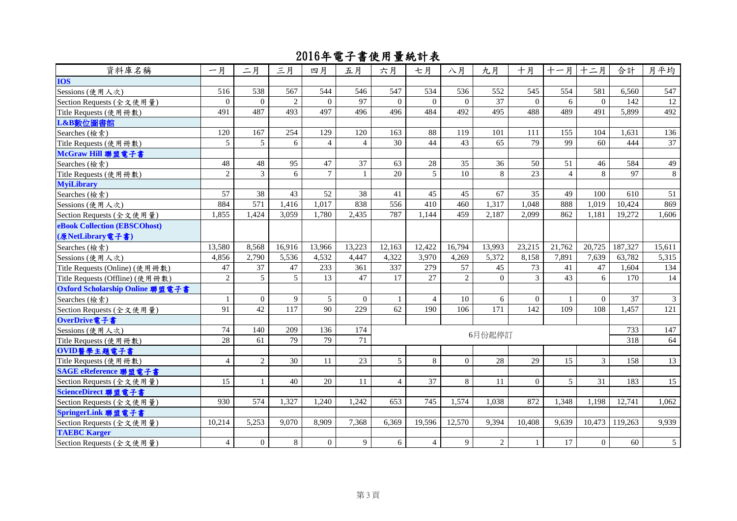# 2016年電子書使用量統計表

| 資料庫名稱 | 一月 | 二月 | 三月 | 四月 | 五月 | 六月 | 七月 | 八月 | 九月 | 十月 | 十一月 | 十二月 | 合計 | 月平均 |
|---|---|---|---|---|---|---|---|---|---|---|---|---|---|---|
| **IOS** | | | | | | | | | | | | | | |
| Sessions (使用人次) | 516 | 538 | 567 | 544 | 546 | 547 | 534 | 536 | 552 | 545 | 554 | 581 | 6,560 | 547 |
| Section Requests (全文使用量) | 0 | 0 | 2 | 0 | 97 | 0 | 0 | 0 | 37 | 0 | 6 | 0 | 142 | 12 |
| Title Requests (使用冊數) | 491 | 487 | 493 | 497 | 496 | 496 | 484 | 492 | 495 | 488 | 489 | 491 | 5,899 | 492 |
| **L&B數位圖書館** | | | | | | | | | | | | | | |
| Searches (檢索) | 120 | 167 | 254 | 129 | 120 | 163 | 88 | 119 | 101 | 111 | 155 | 104 | 1,631 | 136 |
| Title Requests (使用冊數) | 5 | 5 | 6 | 4 | 4 | 30 | 44 | 43 | 65 | 79 | 99 | 60 | 444 | 37 |
| **McGraw Hill 聯盟電子書** | | | | | | | | | | | | | | |
| Searches (檢索) | 48 | 48 | 95 | 47 | 37 | 63 | 28 | 35 | 36 | 50 | 51 | 46 | 584 | 49 |
| Title Requests (使用冊數) | 2 | 3 | 6 | 7 | 1 | 20 | 5 | 10 | 8 | 23 | 4 | 8 | 97 | 8 |
| **MyiLibrary** | | | | | | | | | | | | | | |
| Searches (檢索) | 57 | 38 | 43 | 52 | 38 | 41 | 45 | 45 | 67 | 35 | 49 | 100 | 610 | 51 |
| Sessions (使用人次) | 884 | 571 | 1,416 | 1,017 | 838 | 556 | 410 | 460 | 1,317 | 1,048 | 888 | 1,019 | 10,424 | 869 |
| Section Requests (全文使用量) | 1,855 | 1,424 | 3,059 | 1,780 | 2,435 | 787 | 1,144 | 459 | 2,187 | 2,099 | 862 | 1,181 | 19,272 | 1,606 |
| **eBook Collection (EBSCOhost) (原NetLibrary電子書)** | | | | | | | | | | | | | | |
| Searches (檢索) | 13,580 | 8,568 | 16,916 | 13,966 | 13,223 | 12,163 | 12,422 | 16,794 | 13,993 | 23,215 | 21,762 | 20,725 | 187,327 | 15,611 |
| Sessions (使用人次) | 4,856 | 2,790 | 5,536 | 4,532 | 4,447 | 4,322 | 3,970 | 4,269 | 5,372 | 8,158 | 7,891 | 7,639 | 63,782 | 5,315 |
| Title Requests (Online) (使用冊數) | 47 | 37 | 47 | 233 | 361 | 337 | 279 | 57 | 45 | 73 | 41 | 47 | 1,604 | 134 |
| Title Requests (Offline) (使用冊數) | 2 | 5 | 5 | 13 | 47 | 17 | 27 | 2 | 0 | 3 | 43 | 6 | 170 | 14 |
| **Oxford Scholarship Online 聯盟電子書** | | | | | | | | | | | | | | |
| Searches (檢索) | 1 | 0 | 9 | 5 | 0 | 1 | 4 | 10 | 6 | 0 | 1 | 0 | 37 | 3 |
| Section Requests (全文使用量) | 91 | 42 | 117 | 90 | 229 | 62 | 190 | 106 | 171 | 142 | 109 | 108 | 1,457 | 121 |
| **OverDrive電子書** | | | | | | | | | | | | | | |
| Sessions (使用人次) | 74 | 140 | 209 | 136 | 174 | 6月份起停訂 | | | | | | | 733 | 147 |
| Title Requests (使用冊數) | 28 | 61 | 79 | 79 | 71 | | | | | | | | 318 | 64 |
| **OVID醫學主題電子書** | | | | | | | | | | | | | | |
| Title Requests (使用冊數) | 4 | 2 | 30 | 11 | 23 | 5 | 8 | 0 | 28 | 29 | 15 | 3 | 158 | 13 |
| **SAGE eReference 聯盟電子書** | | | | | | | | | | | | | | |
| Section Requests (全文使用量) | 15 | 1 | 40 | 20 | 11 | 4 | 37 | 8 | 11 | 0 | 5 | 31 | 183 | 15 |
| **ScienceDirect 聯盟電子書** | | | | | | | | | | | | | | |
| Section Requests (全文使用量) | 930 | 574 | 1,327 | 1,240 | 1,242 | 653 | 745 | 1,574 | 1,038 | 872 | 1,348 | 1,198 | 12,741 | 1,062 |
| **SpringerLink 聯盟電子書** | | | | | | | | | | | | | | |
| Section Requests (全文使用量) | 10,214 | 5,253 | 9,070 | 8,909 | 7,368 | 6,369 | 19,596 | 12,570 | 9,394 | 10,408 | 9,639 | 10,473 | 119,263 | 9,939 |
| **TAEBC Karger** | | | | | | | | | | | | | | |
| Section Requests (全文使用量) | 4 | 0 | 8 | 0 | 9 | 6 | 4 | 9 | 2 | 1 | 17 | 0 | 60 | 5 |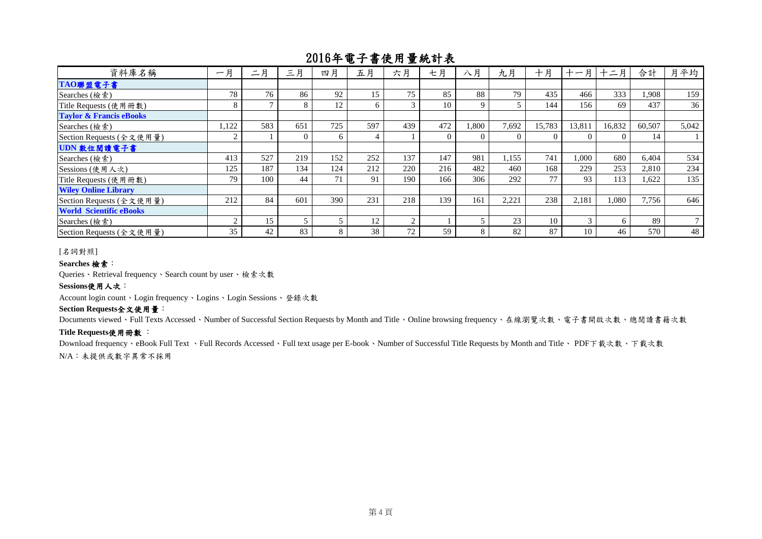# 2016年電子書使用量統計表

| 資料庫名稱 | 一月 | 二月 | 三月 | 四月 | 五月 | 六月 | 七月 | 八月 | 九月 | 十月 | 十一月 | 十二月 | 合計 | 月平均 |
|---|---|---|---|---|---|---|---|---|---|---|---|---|---|---|
| **TAO聯盟電子書** | | | | | | | | | | | | | | |
| Searches (檢索) | 78 | 76 | 86 | 92 | 15 | 75 | 85 | 88 | 79 | 435 | 466 | 333 | 1,908 | 159 |
| Title Requests (使用冊數) | 8 | 7 | 8 | 12 | 6 | 3 | 10 | 9 | 5 | 144 | 156 | 69 | 437 | 36 |
| **Taylor & Francis eBooks** | | | | | | | | | | | | | | |
| Searches (檢索) | 1,122 | 583 | 651 | 725 | 597 | 439 | 472 | 1,800 | 7,692 | 15,783 | 13,811 | 16,832 | 60,507 | 5,042 |
| Section Requests (全文使用量) | 2 | 1 | 0 | 6 | 4 | 1 | 0 | 0 | 0 | 0 | 0 | 0 | 14 | 1 |
| **UDN 數位閱讀電子書** | | | | | | | | | | | | | | |
| Searches (檢索) | 413 | 527 | 219 | 152 | 252 | 137 | 147 | 981 | 1,155 | 741 | 1,000 | 680 | 6,404 | 534 |
| Sessions (使用人次) | 125 | 187 | 134 | 124 | 212 | 220 | 216 | 482 | 460 | 168 | 229 | 253 | 2,810 | 234 |
| Title Requests (使用冊數) | 79 | 100 | 44 | 71 | 91 | 190 | 166 | 306 | 292 | 77 | 93 | 113 | 1,622 | 135 |
| **Wiley Online Library** | | | | | | | | | | | | | | |
| Section Requests (全文使用量) | 212 | 84 | 601 | 390 | 231 | 218 | 139 | 161 | 2,221 | 238 | 2,181 | 1,080 | 7,756 | 646 |
| **World Scientific eBooks** | | | | | | | | | | | | | | |
| Searches (檢索) | 2 | 15 | 5 | 5 | 12 | 2 | 1 | 5 | 23 | 10 | 3 | 6 | 89 | 7 |
| Section Requests (全文使用量) | 35 | 42 | 83 | 8 | 38 | 72 | 59 | 8 | 82 | 87 | 10 | 46 | 570 | 48 |

[名詞對照]

**Searches 檢索**：

Queries、Retrieval frequency、Search count by user、檢索次數

**Sessions使用人次**：

Account login count、Login frequency、Logins、Login Sessions、登錄次數

**Section Requests全文使用量**：

Documents viewed、Full Texts Accessed、Number of Successful Section Requests by Month and Title、Online browsing frequency、在線瀏覽次數、電子書開啟次數、總閱讀書籍次數

**Title Requests使用冊數** ：

Download frequency、eBook Full Text 、Full Records Accessed、Full text usage per E-book、Number of Successful Title Requests by Month and Title、 PDF下載次數、下載次數

N/A：未提供或數字異常不採用